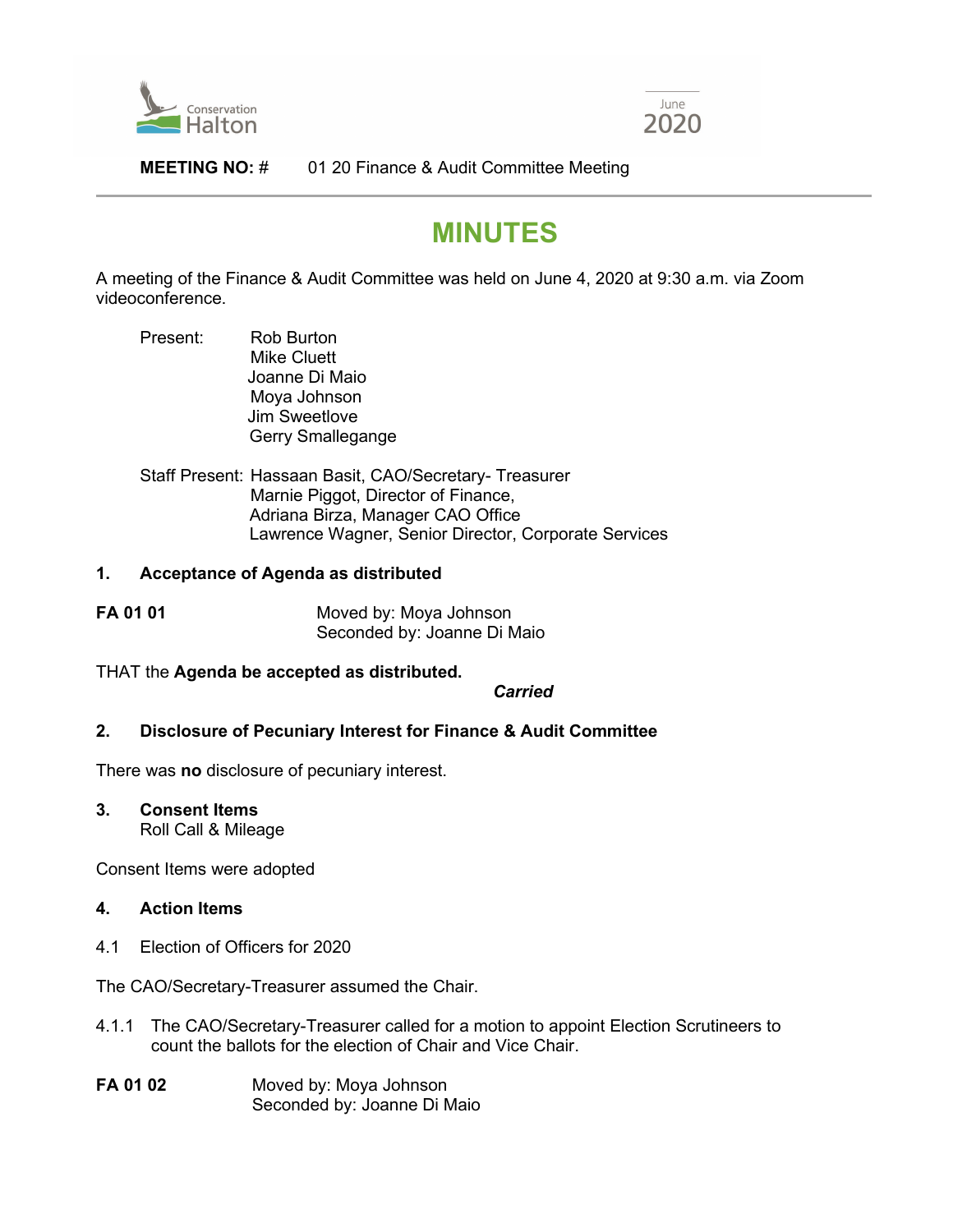Conservation Halton

June 2020

**MEETING NO: #** 01 20 Finance & Audit Committee Meeting

# MINUTES

A meeting of the Finance & Audit Committee was held on June 4, 2020 at 9:30 a.m. via Zoom videoconference.

Present:
Rob Burton
Mike Cluett
Joanne Di Maio
Moya Johnson
Jim Sweetlove
Gerry Smallegange

Staff Present:
Hassaan Basit, CAO/Secretary- Treasurer
Marnie Piggot, Director of Finance,
Adriana Birza, Manager CAO Office
Lawrence Wagner, Senior Director, Corporate Services

### 1. Acceptance of Agenda as distributed

**FA 01 01** Moved by: Moya Johnson
Seconded by: Joanne Di Maio

THAT the **Agenda be accepted as distributed.**

***Carried***

### 2. Disclosure of Pecuniary Interest for Finance & Audit Committee

There was **no** disclosure of pecuniary interest.

### 3. Consent Items

Roll Call & Mileage

Consent Items were adopted

### 4. Action Items

4.1 Election of Officers for 2020

The CAO/Secretary-Treasurer assumed the Chair.

4.1.1 The CAO/Secretary-Treasurer called for a motion to appoint Election Scrutineers to count the ballots for the election of Chair and Vice Chair.

**FA 01 02** Moved by: Moya Johnson
Seconded by: Joanne Di Maio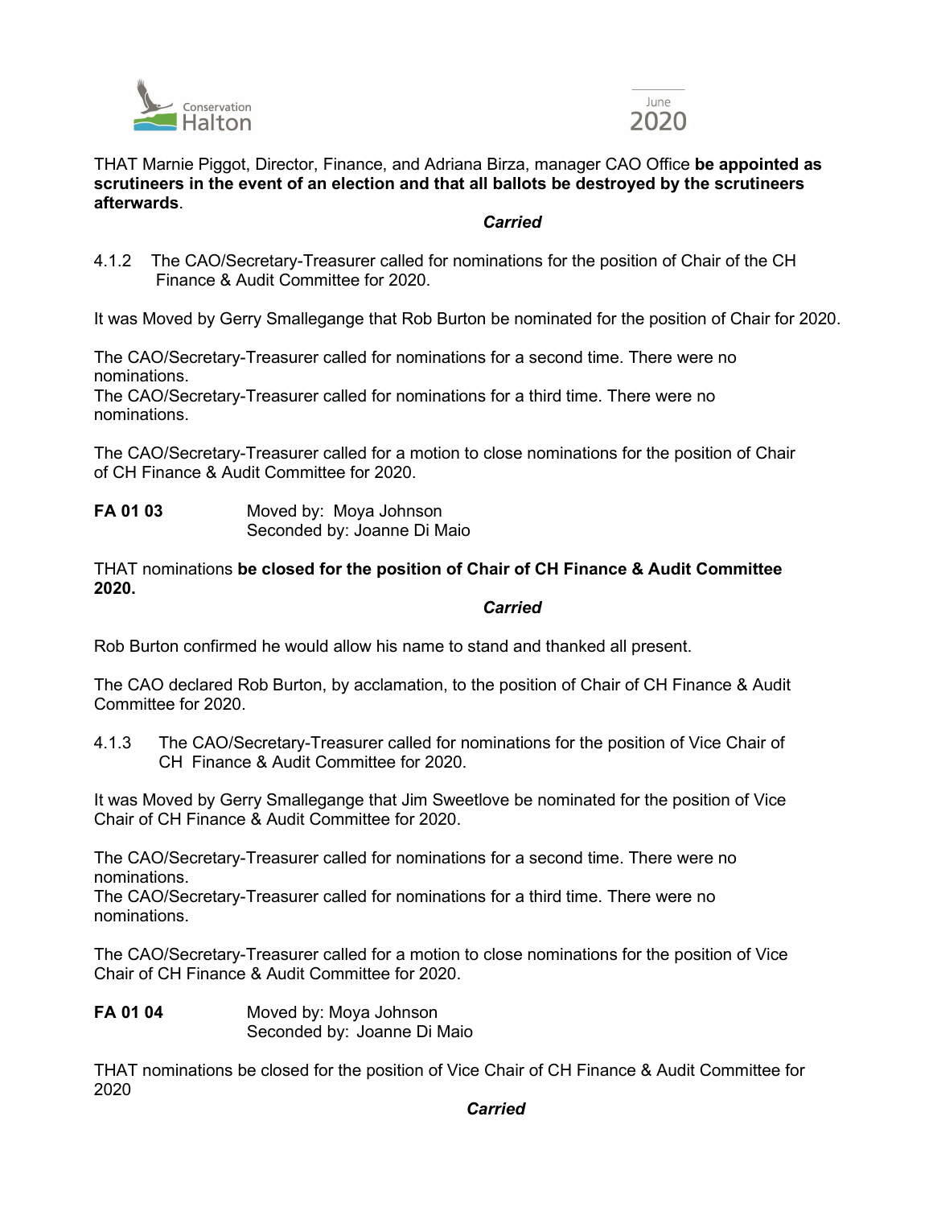THAT Marnie Piggot, Director, Finance, and Adriana Birza, manager CAO Office **be appointed as scrutineers in the event of an election and that all ballots be destroyed by the scrutineers afterwards**.

***Carried***

4.1.2 The CAO/Secretary-Treasurer called for nominations for the position of Chair of the CH Finance & Audit Committee for 2020.

It was Moved by Gerry Smallegange that Rob Burton be nominated for the position of Chair for 2020.

The CAO/Secretary-Treasurer called for nominations for a second time. There were no nominations.
The CAO/Secretary-Treasurer called for nominations for a third time. There were no nominations.

The CAO/Secretary-Treasurer called for a motion to close nominations for the position of Chair of CH Finance & Audit Committee for 2020.

**FA 01 03** Moved by: Moya Johnson
Seconded by: Joanne Di Maio

THAT nominations **be closed for the position of Chair of CH Finance & Audit Committee 2020.**

***Carried***

Rob Burton confirmed he would allow his name to stand and thanked all present.

The CAO declared Rob Burton, by acclamation, to the position of Chair of CH Finance & Audit Committee for 2020.

4.1.3 The CAO/Secretary-Treasurer called for nominations for the position of Vice Chair of CH Finance & Audit Committee for 2020.

It was Moved by Gerry Smallegange that Jim Sweetlove be nominated for the position of Vice Chair of CH Finance & Audit Committee for 2020.

The CAO/Secretary-Treasurer called for nominations for a second time. There were no nominations.
The CAO/Secretary-Treasurer called for nominations for a third time. There were no nominations.

The CAO/Secretary-Treasurer called for a motion to close nominations for the position of Vice Chair of CH Finance & Audit Committee for 2020.

**FA 01 04** Moved by: Moya Johnson
Seconded by: Joanne Di Maio

THAT nominations be closed for the position of Vice Chair of CH Finance & Audit Committee for 2020

***Carried***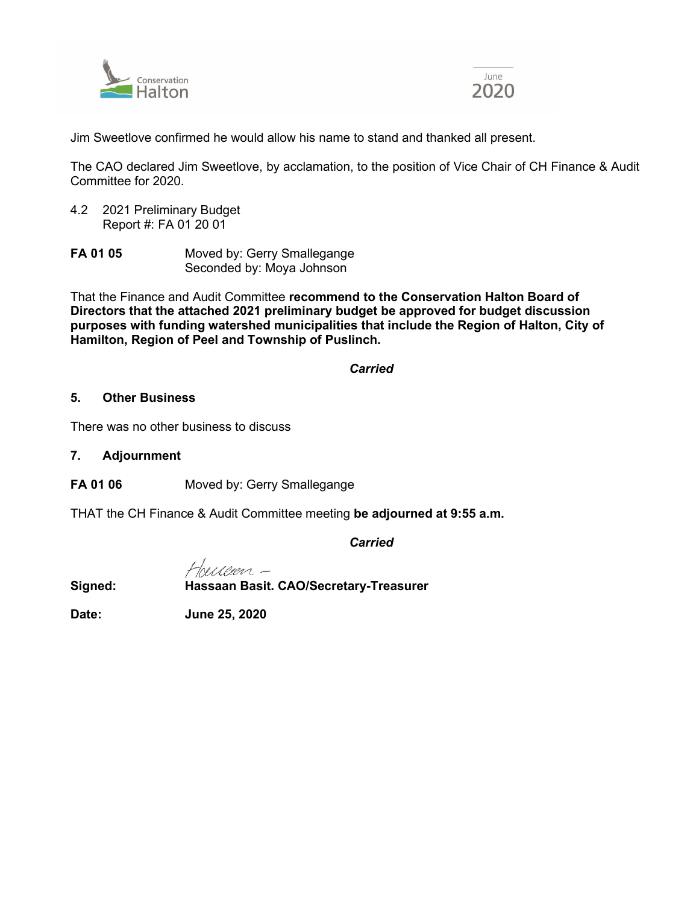Jim Sweetlove confirmed he would allow his name to stand and thanked all present.

The CAO declared Jim Sweetlove, by acclamation, to the position of Vice Chair of CH Finance & Audit Committee for 2020.

4.2 2021 Preliminary Budget
Report #: FA 01 20 01

**FA 01 05** Moved by: Gerry Smallegange
Seconded by: Moya Johnson

That the Finance and Audit Committee **recommend to the Conservation Halton Board of Directors that the attached 2021 preliminary budget be approved for budget discussion purposes with funding watershed municipalities that include the Region of Halton, City of Hamilton, Region of Peel and Township of Puslinch.**

***Carried***

## 5. Other Business

There was no other business to discuss

## 7. Adjournment

**FA 01 06** Moved by: Gerry Smallegange

THAT the CH Finance & Audit Committee meeting **be adjourned at 9:55 a.m.**

***Carried***

**Signed:** **Hassaan Basit. CAO/Secretary-Treasurer**

**Date:** **June 25, 2020**